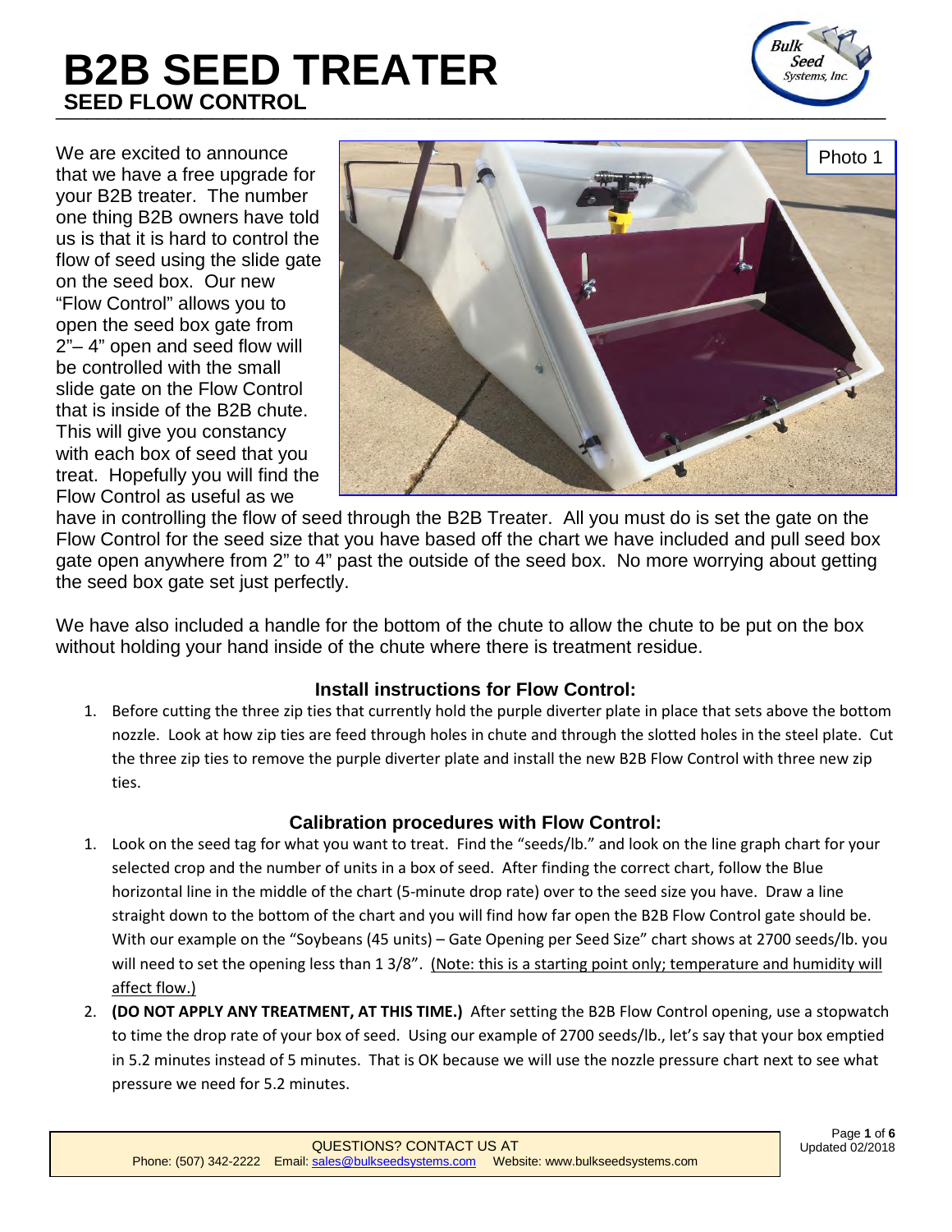# B2B SEED TREATER

## SEED FLOW CONTROL

Photo 1

We are excited to announce that we have a free upgrade for your B2B treater. The number one thing B2B owners have told us is that it is hard to control the flow of seed using the slide gate on the seed box. Our new "Flow Control" allows you to open the seed box gate from 2"– 4" open and seed flow will be controlled with the small slide gate on the Flow Control that is inside of the B2B chute. This will give you constancy with each box of seed that you treat. Hopefully you will find the Flow Control as useful as we have in controlling the flow of seed through the B2B Treater. All you must do is set the gate on the Flow Control for the seed size that you have based off the chart we have included and pull seed box gate open anywhere from 2" to 4" past the outside of the seed box. No more worrying about getting the seed box gate set just perfectly.

We have also included a handle for the bottom of the chute to allow the chute to be put on the box without holding your hand inside of the chute where there is treatment residue.

### Install instructions for Flow Control:

1. Before cutting the three zip ties that currently hold the purple diverter plate in place that sets above the bottom nozzle. Look at how zip ties are feed through holes in chute and through the slotted holes in the steel plate. Cut the three zip ties to remove the purple diverter plate and install the new B2B Flow Control with three new zip ties.

### Calibration procedures with Flow Control:

1. Look on the seed tag for what you want to treat. Find the "seeds/lb." and look on the line graph chart for your selected crop and the number of units in a box of seed. After finding the correct chart, follow the Blue horizontal line in the middle of the chart (5-minute drop rate) over to the seed size you have. Draw a line straight down to the bottom of the chart and you will find how far open the B2B Flow Control gate should be. With our example on the "Soybeans (45 units) – Gate Opening per Seed Size" chart shows at 2700 seeds/lb. you will need to set the opening less than 1 3/8". <u>(Note: this is a starting point only; temperature and humidity will affect flow.)</u>
2. **(DO NOT APPLY ANY TREATMENT, AT THIS TIME.)** After setting the B2B Flow Control opening, use a stopwatch to time the drop rate of your box of seed. Using our example of 2700 seeds/lb., let's say that your box emptied in 5.2 minutes instead of 5 minutes. That is OK because we will use the nozzle pressure chart next to see what pressure we need for 5.2 minutes.

QUESTIONS? CONTACT US AT
Phone: (507) 342-2222 Email: sales@bulkseedsystems.com Website: www.bulkseedsystems.com

Updated 02/2018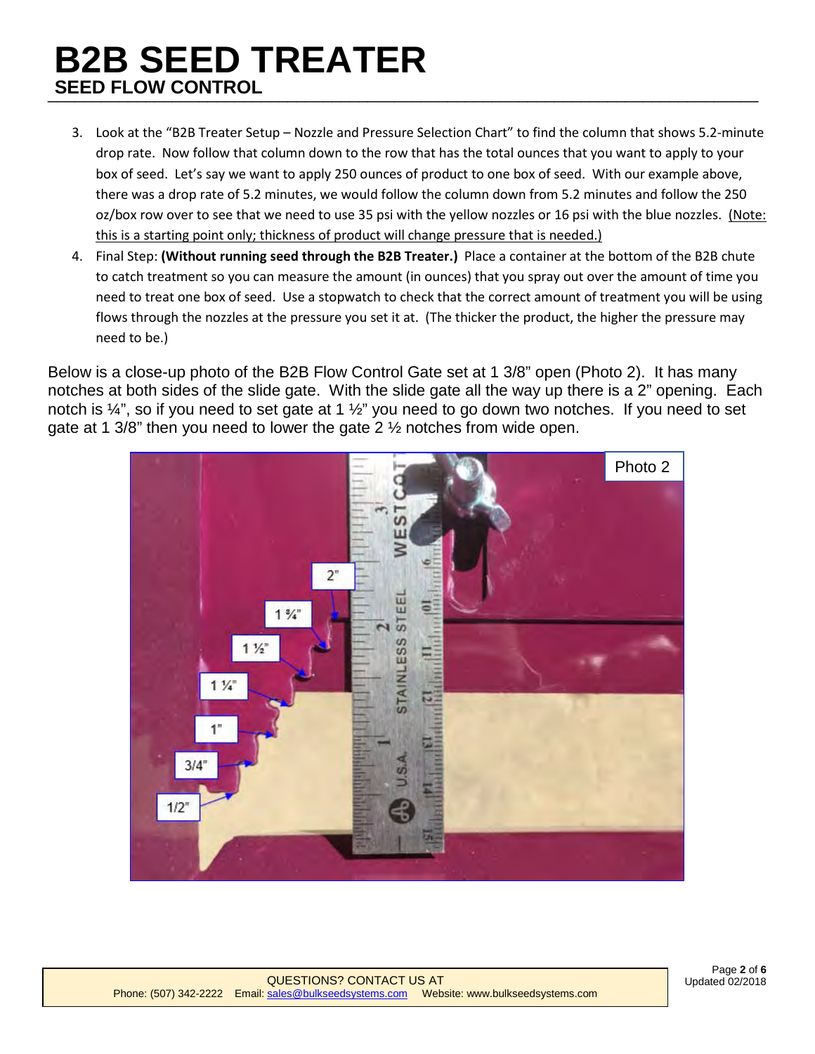# B2B SEED TREATER

## SEED FLOW CONTROL

3. Look at the "B2B Treater Setup – Nozzle and Pressure Selection Chart" to find the column that shows 5.2-minute drop rate. Now follow that column down to the row that has the total ounces that you want to apply to your box of seed. Let's say we want to apply 250 ounces of product to one box of seed. With our example above, there was a drop rate of 5.2 minutes, we would follow the column down from 5.2 minutes and follow the 250 oz/box row over to see that we need to use 35 psi with the yellow nozzles or 16 psi with the blue nozzles. (Note: this is a starting point only; thickness of product will change pressure that is needed.)
4. Final Step: **(Without running seed through the B2B Treater.)** Place a container at the bottom of the B2B chute to catch treatment so you can measure the amount (in ounces) that you spray out over the amount of time you need to treat one box of seed. Use a stopwatch to check that the correct amount of treatment you will be using flows through the nozzles at the pressure you set it at. (The thicker the product, the higher the pressure may need to be.)

Below is a close-up photo of the B2B Flow Control Gate set at 1 3/8" open (Photo 2). It has many notches at both sides of the slide gate. With the slide gate all the way up there is a 2" opening. Each notch is ¼", so if you need to set gate at 1 ½" you need to go down two notches. If you need to set gate at 1 3/8" then you need to lower the gate 2 ½ notches from wide open.

Photo 2

QUESTIONS? CONTACT US AT
Phone: (507) 342-2222 Email: sales@bulkseedsystems.com Website: www.bulkseedsystems.com

Updated 02/2018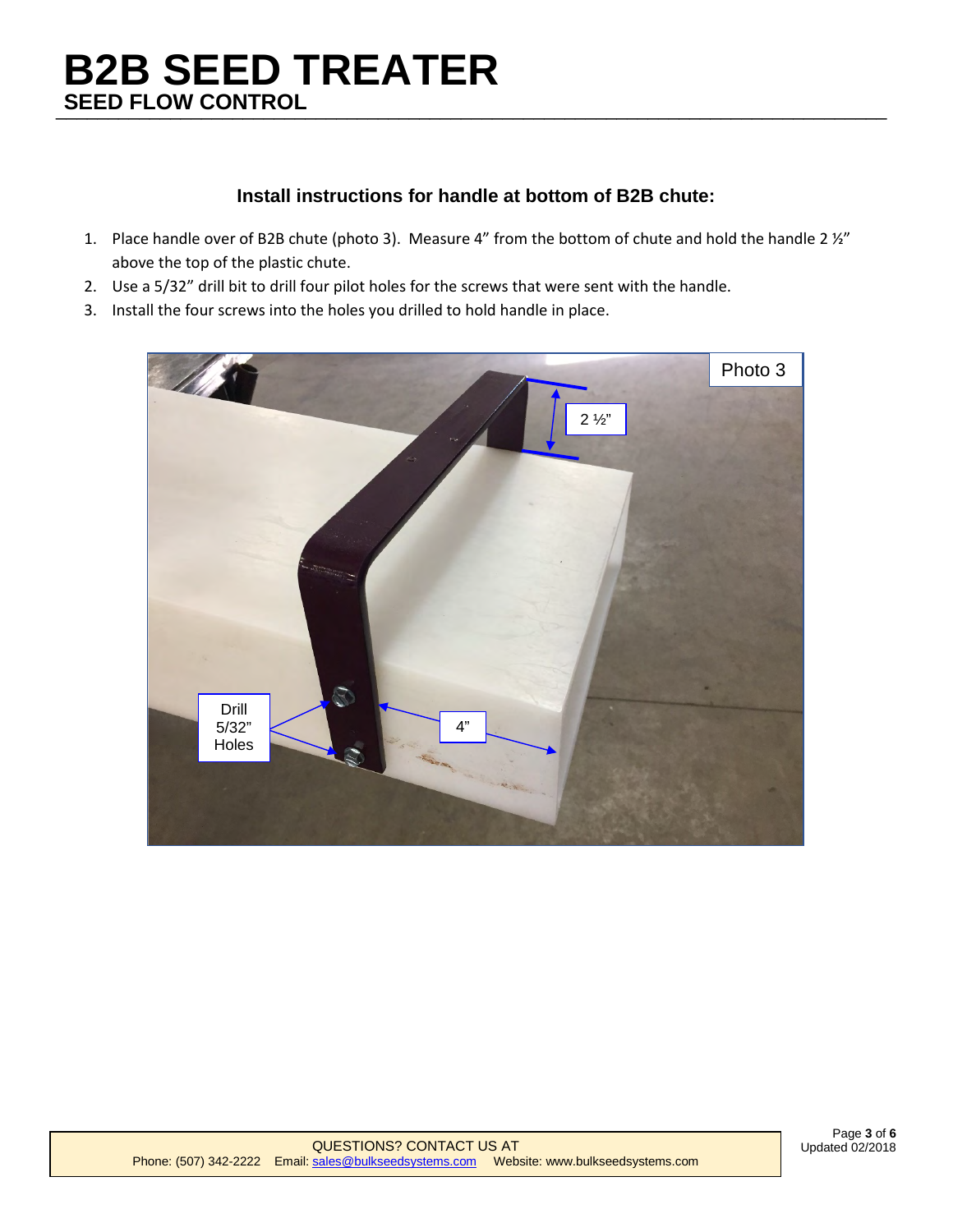# B2B SEED TREATER

## SEED FLOW CONTROL

### Install instructions for handle at bottom of B2B chute:

1. Place handle over of B2B chute (photo 3). Measure 4" from the bottom of chute and hold the handle 2 ½" above the top of the plastic chute.
2. Use a 5/32" drill bit to drill four pilot holes for the screws that were sent with the handle.
3. Install the four screws into the holes you drilled to hold handle in place.

Photo 3

QUESTIONS? CONTACT US AT
Phone: (507) 342-2222 Email: sales@bulkseedsystems.com Website: www.bulkseedsystems.com

Updated 02/2018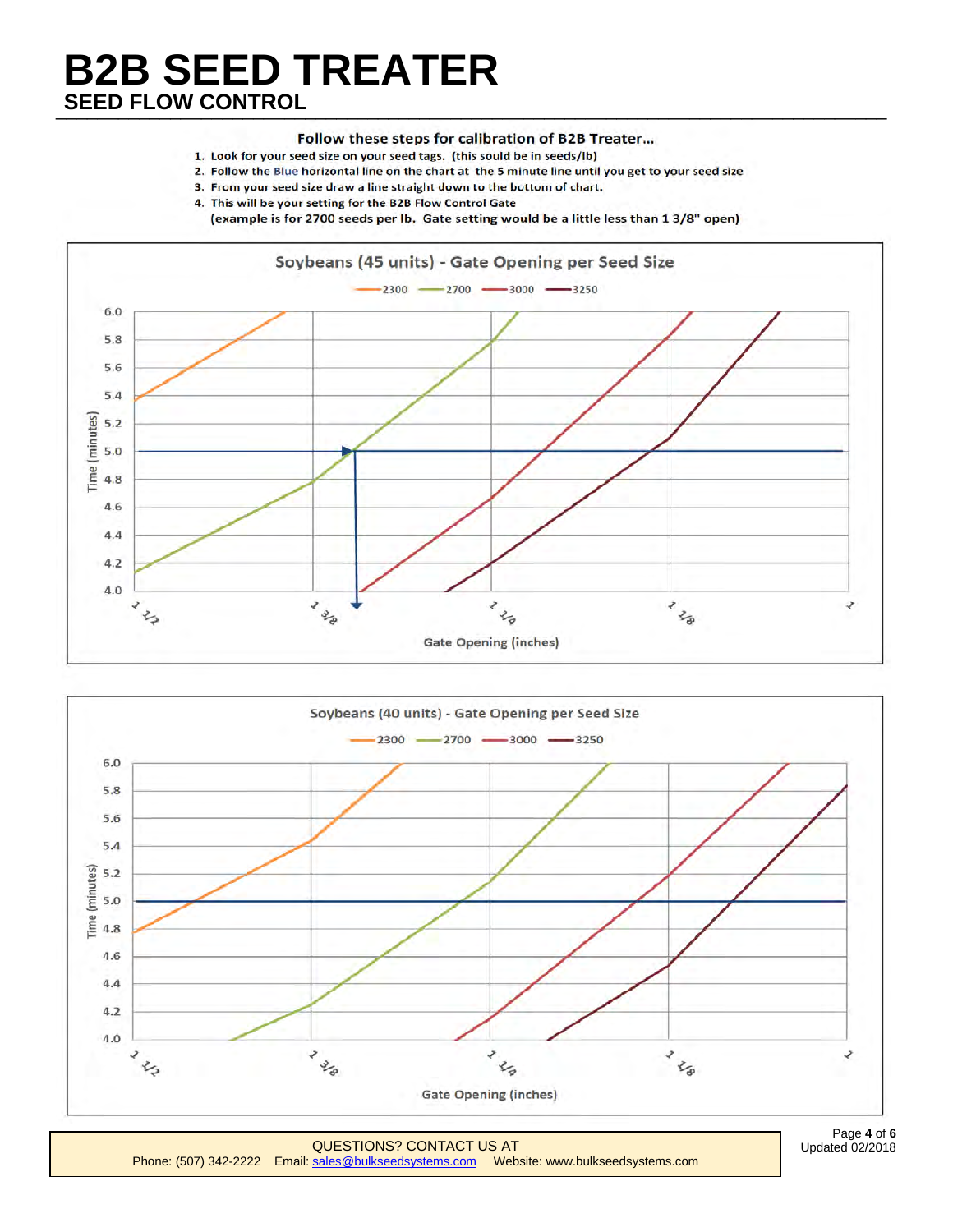# B2B SEED TREATER

## SEED FLOW CONTROL

**Follow these steps for calibration of B2B Treater...**

1. Look for your seed size on your seed tags. (this sould be in seeds/lb)
2. Follow the Blue horizontal line on the chart at the 5 minute line until you get to your seed size
3. From your seed size draw a line straight down to the bottom of chart.
4. This will be your setting for the B2B Flow Control Gate

   (example is for 2700 seeds per lb. Gate setting would be a little less than 1 3/8" open)

**Soybeans (45 units) - Gate Opening per Seed Size**

Legend: 2300, 2700, 3000, 3250

Time (minutes): 4.0, 4.2, 4.4, 4.6, 4.8, 5.0, 5.2, 5.4, 5.6, 5.8, 6.0

Gate Opening (inches): 1 1/2, 1 3/8, 1 1/4, 1 1/8, 1

**Soybeans (40 units) - Gate Opening per Seed Size**

Legend: 2300, 2700, 3000, 3250

Time (minutes): 4.0, 4.2, 4.4, 4.6, 4.8, 5.0, 5.2, 5.4, 5.6, 5.8, 6.0

Gate Opening (inches): 1 1/2, 1 3/8, 1 1/4, 1 1/8, 1

QUESTIONS? CONTACT US AT

Phone: (507) 342-2222 Email: sales@bulkseedsystems.com Website: www.bulkseedsystems.com

Updated 02/2018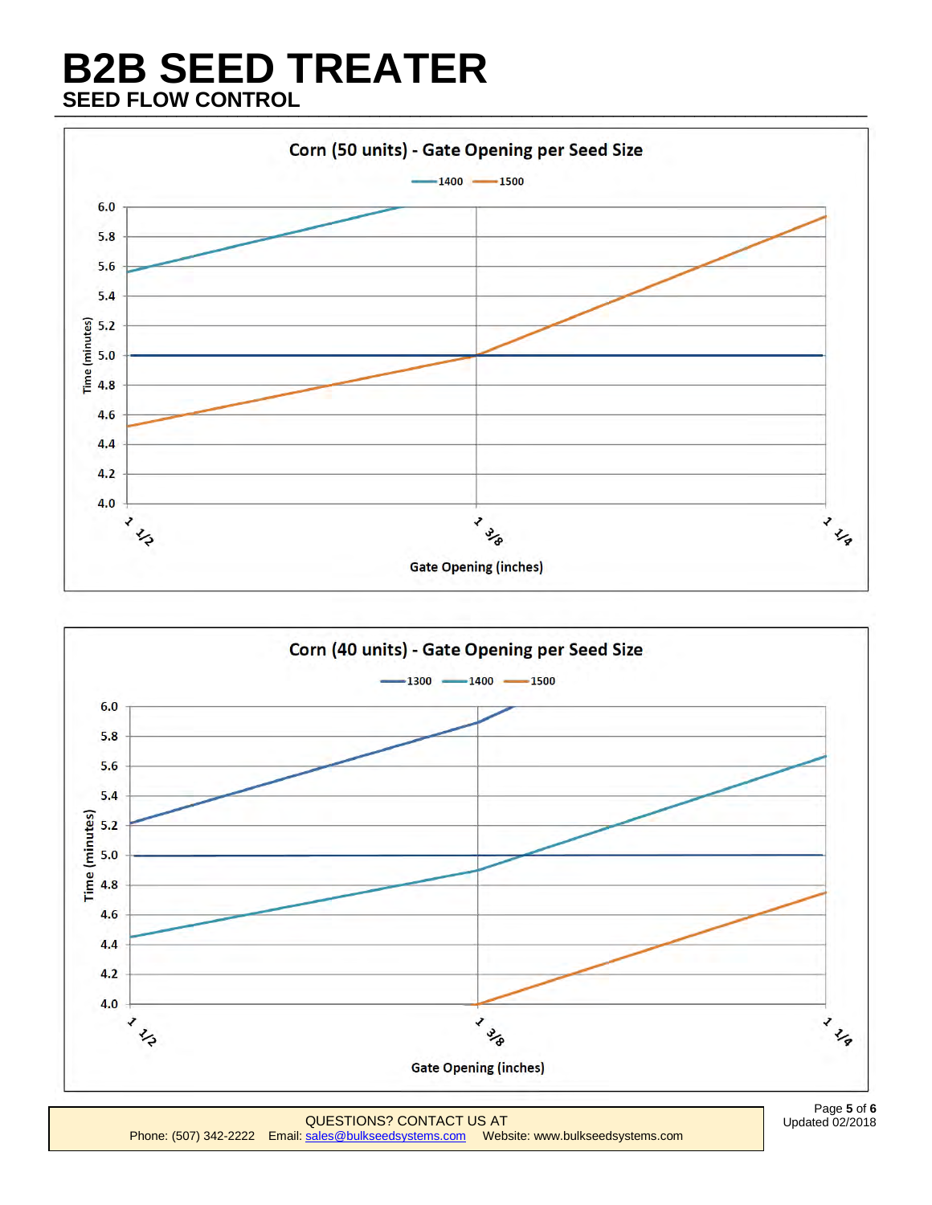# B2B SEED TREATER

## SEED FLOW CONTROL

**Corn (50 units) - Gate Opening per Seed Size**

Legend: 1400, 1500

Time (minutes): 4.0, 4.2, 4.4, 4.6, 4.8, 5.0, 5.2, 5.4, 5.6, 5.8, 6.0

Gate Opening (inches): 1 1/2, 1 3/8, 1 1/4

**Corn (40 units) - Gate Opening per Seed Size**

Legend: 1300, 1400, 1500

Time (minutes): 4.0, 4.2, 4.4, 4.6, 4.8, 5.0, 5.2, 5.4, 5.6, 5.8, 6.0

Gate Opening (inches): 1 1/2, 1 3/8, 1 1/4

QUESTIONS? CONTACT US AT
Phone: (507) 342-2222 Email: sales@bulkseedsystems.com Website: www.bulkseedsystems.com

Updated 02/2018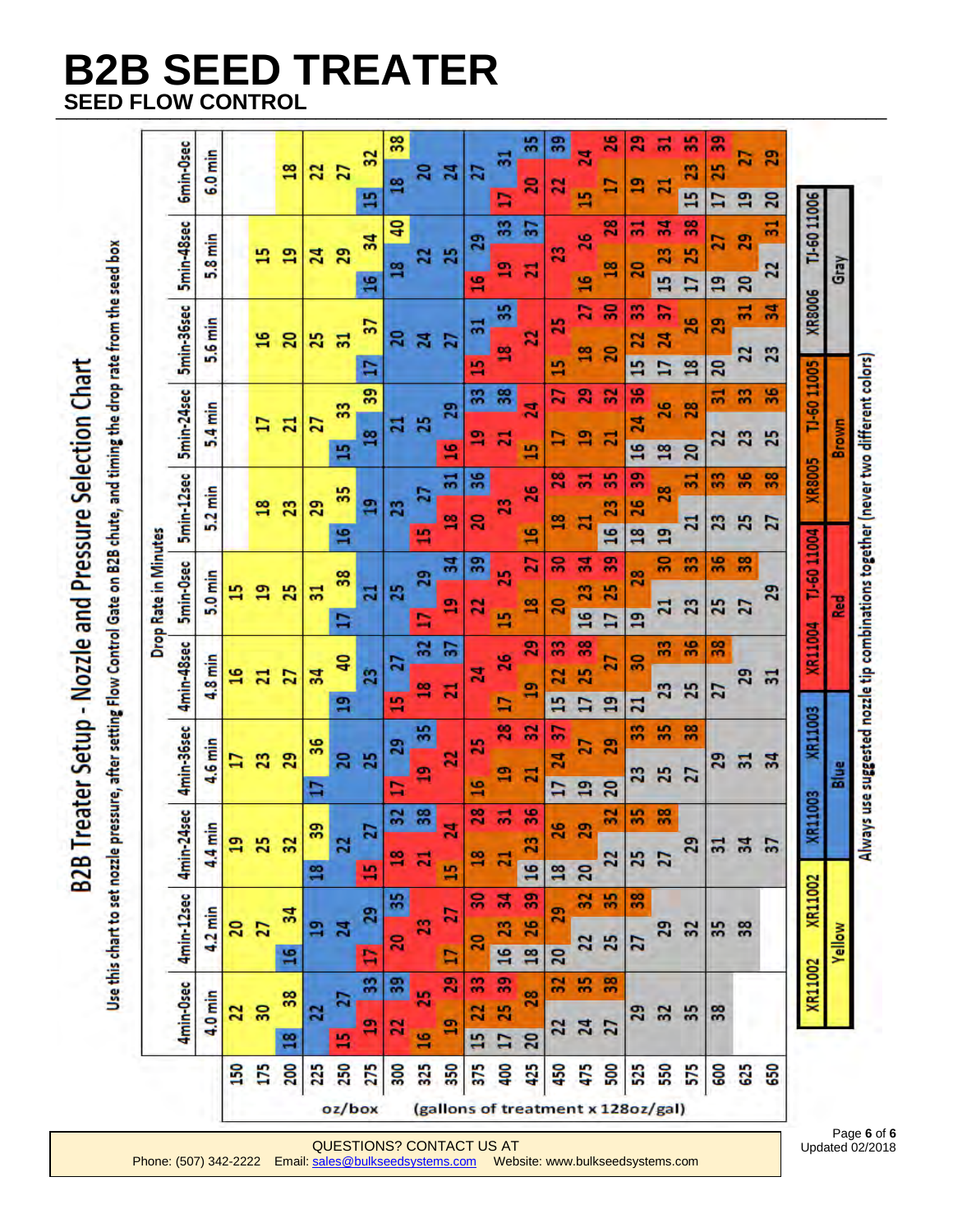# B2B SEED TREATER

## SEED FLOW CONTROL

## B2B Treater Setup - Nozzle and Pressure Selection Chart

Use this chart to set nozzle pressure, after setting Flow Control Gate on B2B chute, and timing the drop rate from the seed box

**Drop Rate in Minutes**

| oz/box (gallons of treatment x 128oz/gal) | 4min-0sec | 4min-12sec | 4min-24sec | 4min-36sec | 4min-48sec | 5min-0sec | 5min-12sec | 5min-24sec | 5min-36sec | 5min-48sec | 6min-0sec |
|---|---|---|---|---|---|---|---|---|---|---|---|
| | 4.0 min | 4.2 min | 4.4 min | 4.6 min | 4.8 min | 5.0 min | 5.2 min | 5.4 min | 5.6 min | 5.8 min | 6.0 min |
| 150 | 22 | 20 | 19 | 17 | 16 | 15 | | | | | |
| 175 | 30 | 27 | 25 | 23 | 21 | 19 | 18 | 17 | 16 | 15 | |
| 200 | 18 38 | 16 34 | 32 | 29 | 27 | 25 | 23 | 21 | 20 | 19 | 18 |
| 225 | 22 | 19 | 18 39 | 17 36 | 34 | 31 | 29 | 27 | 25 | 24 | 22 |
| 250 | 15 27 | 24 | 22 | 20 | 19 40 | 17 38 | 16 35 | 15 33 | 31 | 29 | 27 |
| 275 | 19 33 | 17 29 | 15 27 | 25 | 23 | 21 | 19 | 18 39 | 17 37 | 16 34 | 15 32 |
| 300 | 22 39 | 20 35 | 18 32 | 17 29 | 15 27 | 25 | 23 | 21 | 20 | 18 40 | 18 38 |
| 325 | 16 25 | 23 | 21 38 | 19 35 | 18 32 | 17 29 | 15 27 | 25 | 24 | 22 | 20 |
| 350 | 19 29 | 17 27 | 15 24 | 22 | 21 37 | 19 34 | 18 31 | 16 29 | 27 | 25 | 24 |
| 375 | 15 22 33 | 20 30 | 18 28 | 16 25 | 24 | 22 39 | 20 36 | 19 33 | 15 31 | 16 29 | 27 |
| 400 | 17 25 39 | 16 23 34 | 21 31 | 19 28 | 17 26 | 15 25 | 23 | 21 38 | 18 35 | 19 33 | 17 31 |
| 425 | 20 28 | 18 26 39 | 16 23 36 | 21 32 | 19 29 | 18 27 | 16 26 | 15 24 | 22 | 21 37 | 20 35 |
| 450 | 22 32 | 20 29 | 18 26 | 17 24 37 | 15 22 33 | 20 30 | 18 28 | 17 27 | 15 25 | 23 | 22 39 |
| 475 | 24 35 | 22 32 | 20 29 | 19 27 | 17 25 38 | 16 23 34 | 21 31 | 19 29 | 18 27 | 16 26 | 15 24 |
| 500 | 27 38 | 25 35 | 22 32 | 20 29 | 19 27 | 17 25 39 | 16 23 35 | 21 32 | 20 30 | 18 28 | 17 26 |
| 525 | 29 | 27 38 | 25 35 | 23 33 | 21 30 | 19 28 | 18 26 39 | 16 24 36 | 15 22 33 | 20 31 | 19 29 |
| 550 | 32 | 29 | 27 38 | 25 35 | 23 33 | 21 30 | 19 28 | 18 26 | 17 24 37 | 15 23 34 | 21 31 |
| 575 | 35 | 32 | 29 | 27 38 | 25 36 | 23 33 | 21 31 | 20 28 | 18 26 | 17 25 38 | 15 23 35 |
| 600 | 38 | 35 | 31 | 29 | 27 38 | 25 36 | 23 33 | 22 31 | 20 29 | 19 27 | 17 25 39 |
| 625 | | 38 | 34 | 31 | 29 | 27 38 | 25 36 | 23 33 | 22 31 | 20 29 | 19 27 |
| 650 | | | 37 | 34 | 31 | 29 | 27 38 | 25 36 | 23 34 | 22 31 | 20 29 |

| XR11002 | XR11002 | XR11003 | XR11003 | XR11004 | TJ-60 11004 | XR8005 | TJ-60 11005 | XR8006 | TJ-60 11006 |
|---|---|---|---|---|---|---|---|---|---|
| Yellow | | Blue | | Red | | Brown | | Gray | |

Always use suggested nozzle tip combinations together (never two different colors)

QUESTIONS? CONTACT US AT

Phone: (507) 342-2222 Email: sales@bulkseedsystems.com Website: www.bulkseedsystems.com

Updated 02/2018